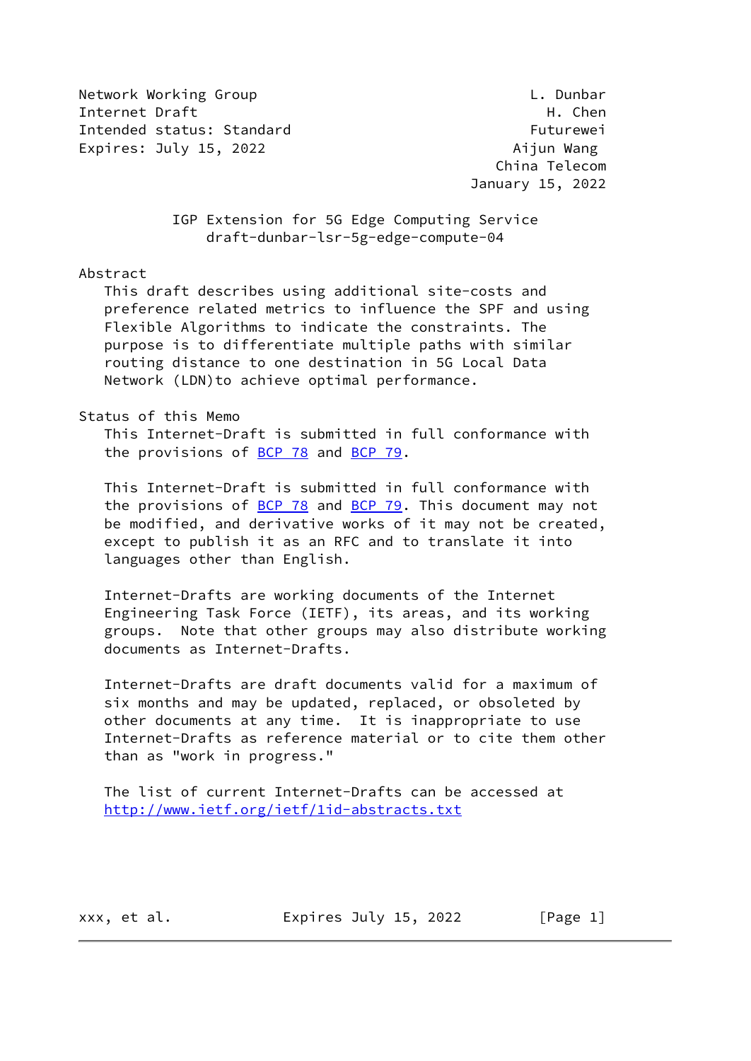Network Working Group                                   L. Dunbar
Internet Draft                                            H. Chen
Intended status: Standard                               Futurewei
Expires: July 15, 2022                                 Aijun Wang
                                                    China Telecom
                                                 January 15, 2022

# IGP Extension for 5G Edge Computing Service
## draft-dunbar-lsr-5g-edge-compute-04

## Abstract

This draft describes using additional site-costs and preference related metrics to influence the SPF and using Flexible Algorithms to indicate the constraints. The purpose is to differentiate multiple paths with similar routing distance to one destination in 5G Local Data Network (LDN)to achieve optimal performance.

## Status of this Memo

This Internet-Draft is submitted in full conformance with the provisions of BCP 78 and BCP 79.

This Internet-Draft is submitted in full conformance with the provisions of BCP 78 and BCP 79. This document may not be modified, and derivative works of it may not be created, except to publish it as an RFC and to translate it into languages other than English.

Internet-Drafts are working documents of the Internet Engineering Task Force (IETF), its areas, and its working groups. Note that other groups may also distribute working documents as Internet-Drafts.

Internet-Drafts are draft documents valid for a maximum of six months and may be updated, replaced, or obsoleted by other documents at any time. It is inappropriate to use Internet-Drafts as reference material or to cite them other than as "work in progress."

The list of current Internet-Drafts can be accessed at http://www.ietf.org/ietf/1id-abstracts.txt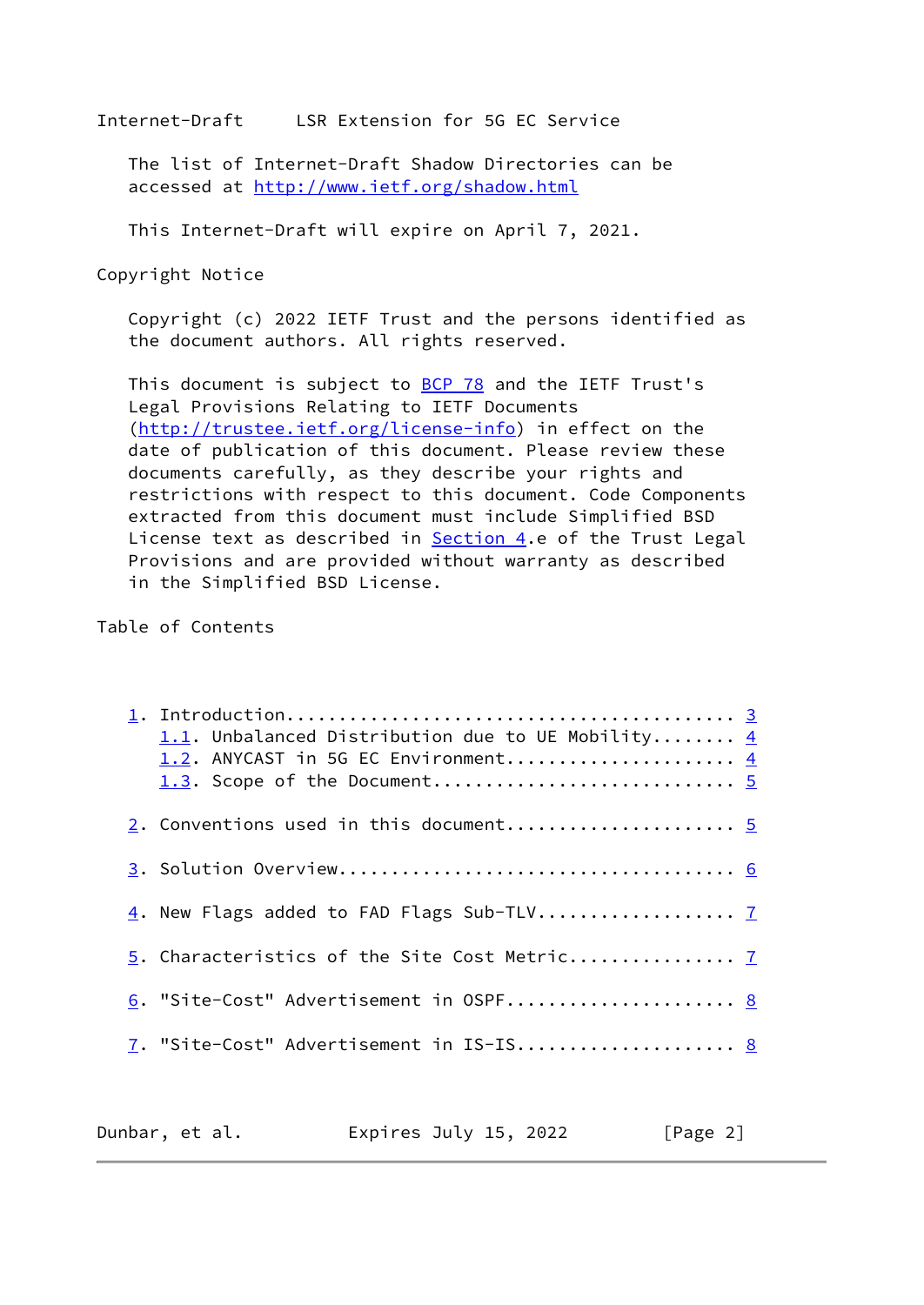The list of Internet-Draft Shadow Directories can be accessed at http://www.ietf.org/shadow.html

This Internet-Draft will expire on April 7, 2021.

Copyright Notice

Copyright (c) 2022 IETF Trust and the persons identified as the document authors. All rights reserved.

This document is subject to BCP 78 and the IETF Trust's Legal Provisions Relating to IETF Documents (http://trustee.ietf.org/license-info) in effect on the date of publication of this document. Please review these documents carefully, as they describe your rights and restrictions with respect to this document. Code Components extracted from this document must include Simplified BSD License text as described in Section 4.e of the Trust Legal Provisions and are provided without warranty as described in the Simplified BSD License.

Table of Contents

```
1. Introduction.......................................... 3
   1.1. Unbalanced Distribution due to UE Mobility........ 4
   1.2. ANYCAST in 5G EC Environment..................... 4
   1.3. Scope of the Document............................ 5

2. Conventions used in this document..................... 5

3. Solution Overview..................................... 6

4. New Flags added to FAD Flags Sub-TLV.................. 7

5. Characteristics of the Site Cost Metric................ 7

6. "Site-Cost" Advertisement in OSPF..................... 8

7. "Site-Cost" Advertisement in IS-IS.................... 8
```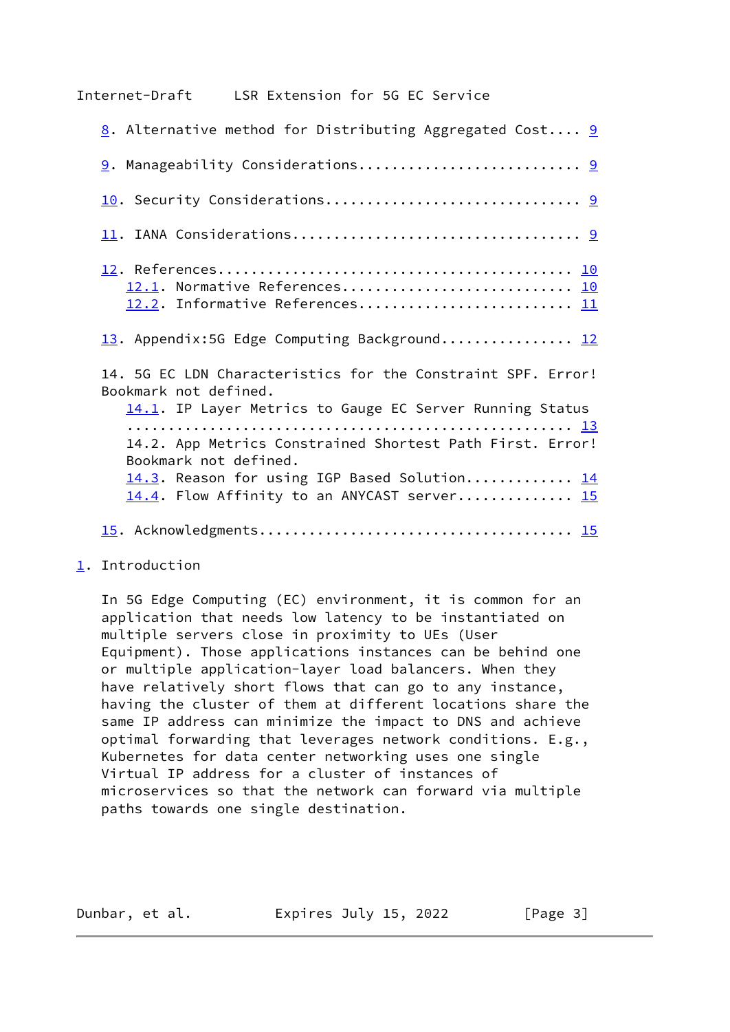8. Alternative method for Distributing Aggregated Cost.... 9

9. Manageability Considerations........................... 9

10. Security Considerations............................... 9

11. IANA Considerations................................... 9

12. References............................................ 10
    12.1. Normative References............................ 10
    12.2. Informative References.......................... 11

13. Appendix:5G Edge Computing Background................ 12

14. 5G EC LDN Characteristics for the Constraint SPF. Error! Bookmark not defined.
    14.1. IP Layer Metrics to Gauge EC Server Running Status ........................................................ 13
    14.2. App Metrics Constrained Shortest Path First. Error! Bookmark not defined.
    14.3. Reason for using IGP Based Solution............. 14
    14.4. Flow Affinity to an ANYCAST server.............. 15

15. Acknowledgments....................................... 15

# 1. Introduction

In 5G Edge Computing (EC) environment, it is common for an application that needs low latency to be instantiated on multiple servers close in proximity to UEs (User Equipment). Those applications instances can be behind one or multiple application-layer load balancers. When they have relatively short flows that can go to any instance, having the cluster of them at different locations share the same IP address can minimize the impact to DNS and achieve optimal forwarding that leverages network conditions. E.g., Kubernetes for data center networking uses one single Virtual IP address for a cluster of instances of microservices so that the network can forward via multiple paths towards one single destination.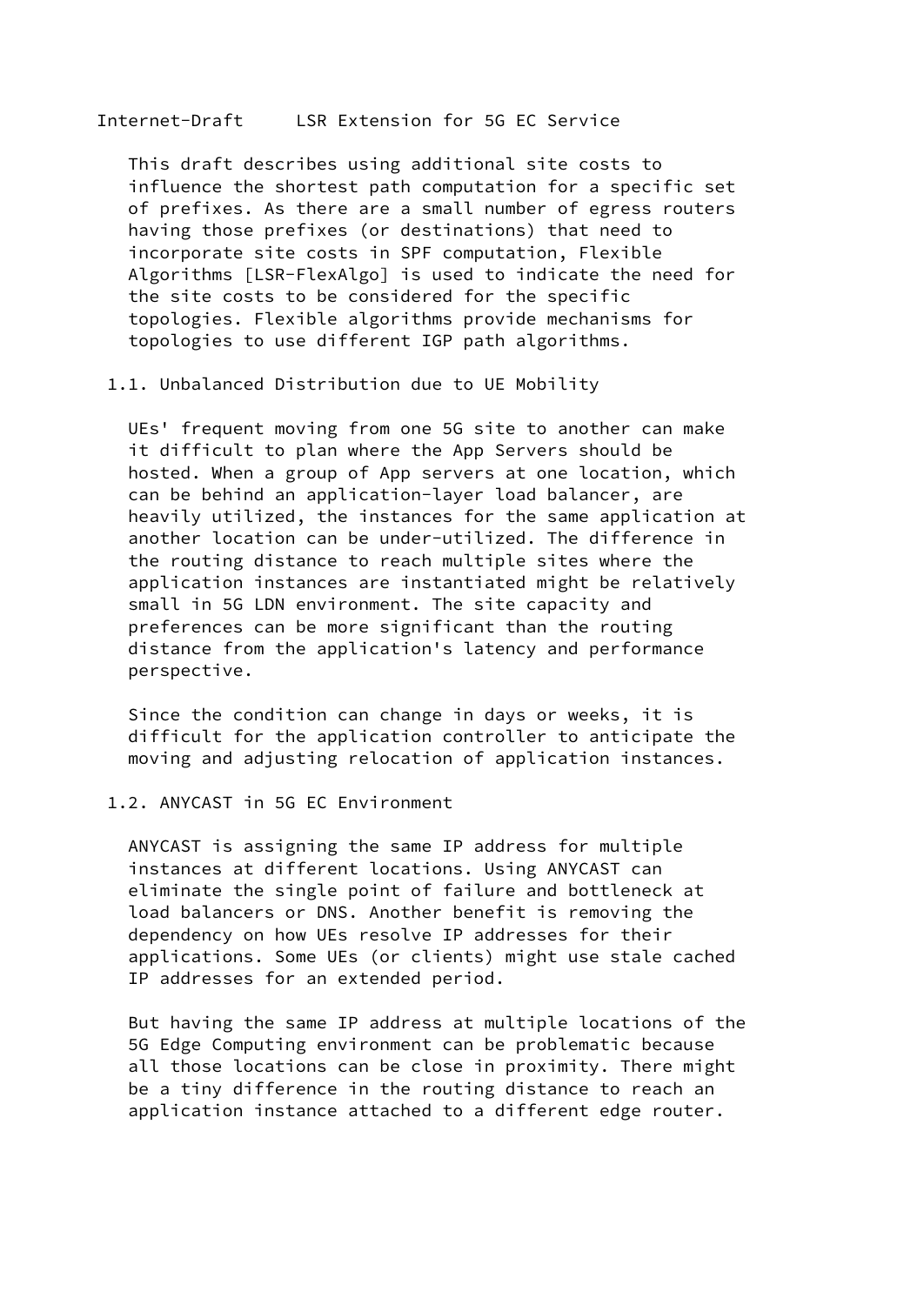This draft describes using additional site costs to influence the shortest path computation for a specific set of prefixes. As there are a small number of egress routers having those prefixes (or destinations) that need to incorporate site costs in SPF computation, Flexible Algorithms [LSR-FlexAlgo] is used to indicate the need for the site costs to be considered for the specific topologies. Flexible algorithms provide mechanisms for topologies to use different IGP path algorithms.

## 1.1. Unbalanced Distribution due to UE Mobility

UEs' frequent moving from one 5G site to another can make it difficult to plan where the App Servers should be hosted. When a group of App servers at one location, which can be behind an application-layer load balancer, are heavily utilized, the instances for the same application at another location can be under-utilized. The difference in the routing distance to reach multiple sites where the application instances are instantiated might be relatively small in 5G LDN environment. The site capacity and preferences can be more significant than the routing distance from the application's latency and performance perspective.

Since the condition can change in days or weeks, it is difficult for the application controller to anticipate the moving and adjusting relocation of application instances.

## 1.2. ANYCAST in 5G EC Environment

ANYCAST is assigning the same IP address for multiple instances at different locations. Using ANYCAST can eliminate the single point of failure and bottleneck at load balancers or DNS. Another benefit is removing the dependency on how UEs resolve IP addresses for their applications. Some UEs (or clients) might use stale cached IP addresses for an extended period.

But having the same IP address at multiple locations of the 5G Edge Computing environment can be problematic because all those locations can be close in proximity. There might be a tiny difference in the routing distance to reach an application instance attached to a different edge router.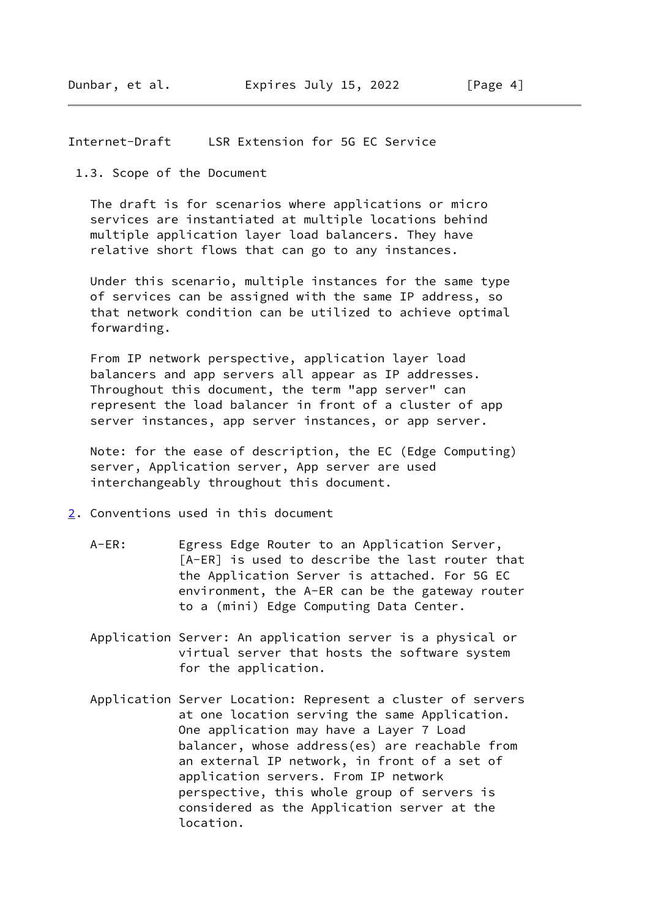### 1.3. Scope of the Document

The draft is for scenarios where applications or micro services are instantiated at multiple locations behind multiple application layer load balancers. They have relative short flows that can go to any instances.

Under this scenario, multiple instances for the same type of services can be assigned with the same IP address, so that network condition can be utilized to achieve optimal forwarding.

From IP network perspective, application layer load balancers and app servers all appear as IP addresses. Throughout this document, the term "app server" can represent the load balancer in front of a cluster of app server instances, app server instances, or app server.

Note: for the ease of description, the EC (Edge Computing) server, Application server, App server are used interchangeably throughout this document.

## 2. Conventions used in this document

A-ER: Egress Edge Router to an Application Server, [A-ER] is used to describe the last router that the Application Server is attached. For 5G EC environment, the A-ER can be the gateway router to a (mini) Edge Computing Data Center.

Application Server: An application server is a physical or virtual server that hosts the software system for the application.

Application Server Location: Represent a cluster of servers at one location serving the same Application. One application may have a Layer 7 Load balancer, whose address(es) are reachable from an external IP network, in front of a set of application servers. From IP network perspective, this whole group of servers is considered as the Application server at the location.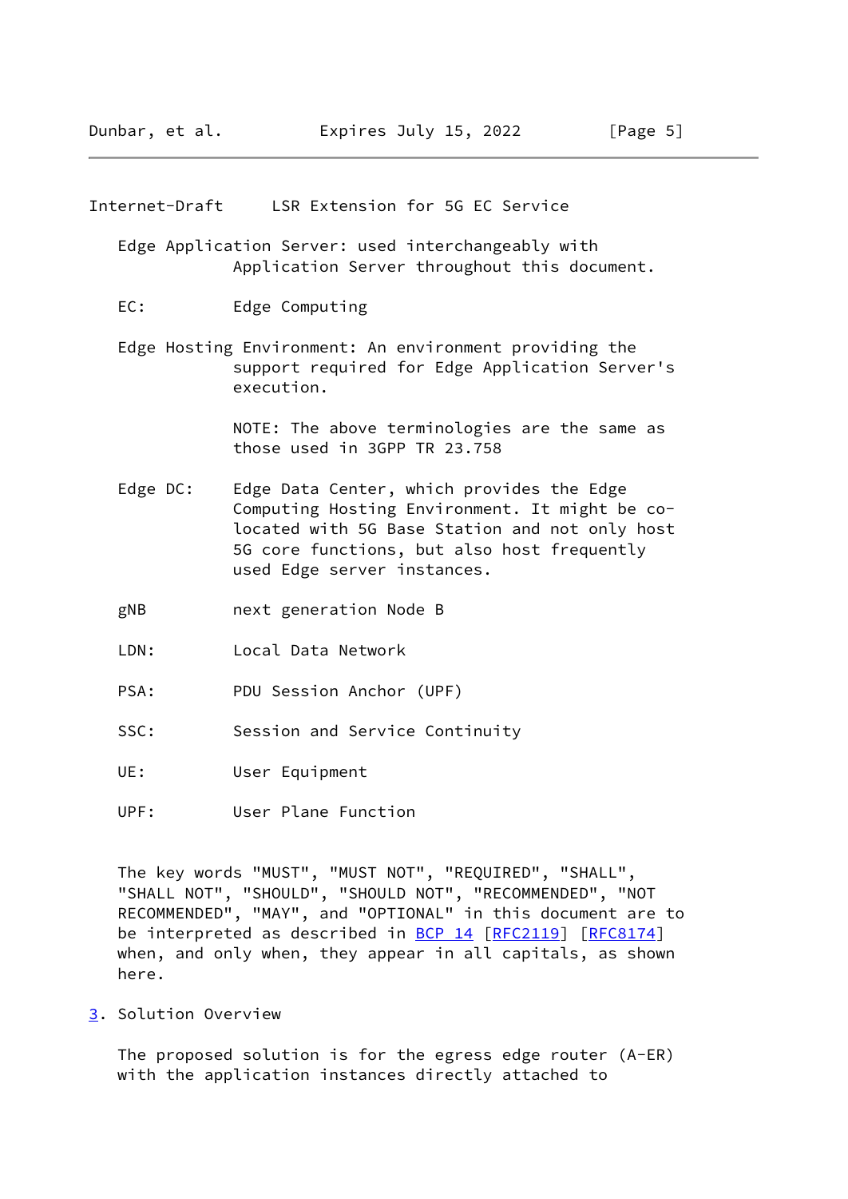Edge Application Server: used interchangeably with Application Server throughout this document.

EC: Edge Computing

Edge Hosting Environment: An environment providing the support required for Edge Application Server's execution.

NOTE: The above terminologies are the same as those used in 3GPP TR 23.758

Edge DC: Edge Data Center, which provides the Edge Computing Hosting Environment. It might be co-located with 5G Base Station and not only host 5G core functions, but also host frequently used Edge server instances.

gNB next generation Node B

LDN: Local Data Network

PSA: PDU Session Anchor (UPF)

SSC: Session and Service Continuity

UE: User Equipment

UPF: User Plane Function

The key words "MUST", "MUST NOT", "REQUIRED", "SHALL", "SHALL NOT", "SHOULD", "SHOULD NOT", "RECOMMENDED", "NOT RECOMMENDED", "MAY", and "OPTIONAL" in this document are to be interpreted as described in BCP 14 [RFC2119] [RFC8174] when, and only when, they appear in all capitals, as shown here.

## 3. Solution Overview

The proposed solution is for the egress edge router (A-ER) with the application instances directly attached to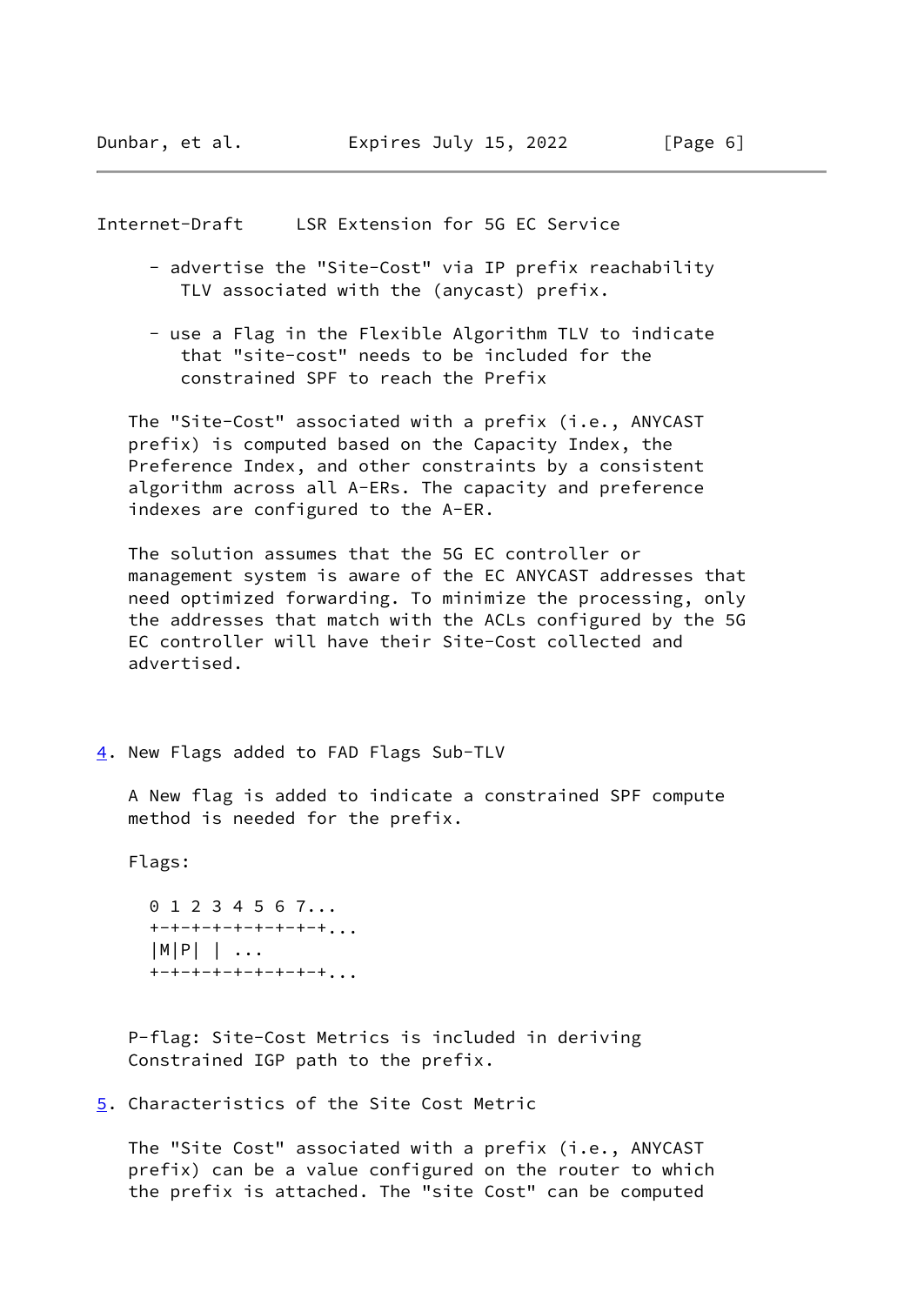- advertise the "Site-Cost" via IP prefix reachability TLV associated with the (anycast) prefix.

- use a Flag in the Flexible Algorithm TLV to indicate that "site-cost" needs to be included for the constrained SPF to reach the Prefix

The "Site-Cost" associated with a prefix (i.e., ANYCAST prefix) is computed based on the Capacity Index, the Preference Index, and other constraints by a consistent algorithm across all A-ERs. The capacity and preference indexes are configured to the A-ER.

The solution assumes that the 5G EC controller or management system is aware of the EC ANYCAST addresses that need optimized forwarding. To minimize the processing, only the addresses that match with the ACLs configured by the 5G EC controller will have their Site-Cost collected and advertised.

## 4. New Flags added to FAD Flags Sub-TLV

A New flag is added to indicate a constrained SPF compute method is needed for the prefix.

Flags:

```
 0 1 2 3 4 5 6 7...
 +-+-+-+-+-+-+-+-+...
 |M|P| | ...
 +-+-+-+-+-+-+-+-+...
```

P-flag: Site-Cost Metrics is included in deriving Constrained IGP path to the prefix.

## 5. Characteristics of the Site Cost Metric

The "Site Cost" associated with a prefix (i.e., ANYCAST prefix) can be a value configured on the router to which the prefix is attached. The "site Cost" can be computed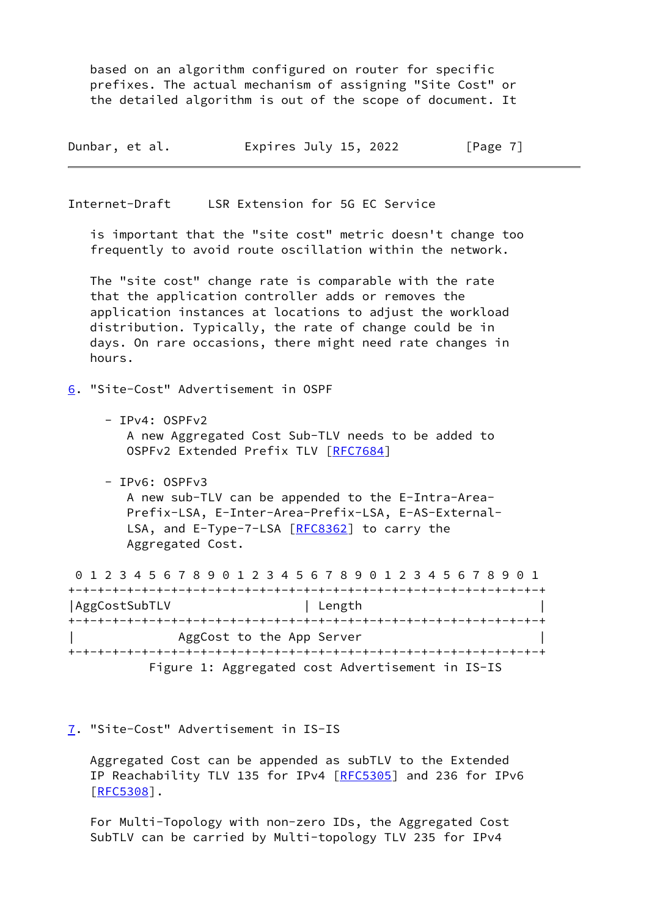based on an algorithm configured on router for specific prefixes. The actual mechanism of assigning "Site Cost" or the detailed algorithm is out of the scope of document. It is important that the "site cost" metric doesn't change too frequently to avoid route oscillation within the network.

The "site cost" change rate is comparable with the rate that the application controller adds or removes the application instances at locations to adjust the workload distribution. Typically, the rate of change could be in days. On rare occasions, there might need rate changes in hours.

## 6. "Site-Cost" Advertisement in OSPF

- IPv4: OSPFv2
  A new Aggregated Cost Sub-TLV needs to be added to OSPFv2 Extended Prefix TLV [RFC7684]

- IPv6: OSPFv3
  A new sub-TLV can be appended to the E-Intra-Area-Prefix-LSA, E-Inter-Area-Prefix-LSA, E-AS-External-LSA, and E-Type-7-LSA [RFC8362] to carry the Aggregated Cost.

```
 0 1 2 3 4 5 6 7 8 9 0 1 2 3 4 5 6 7 8 9 0 1 2 3 4 5 6 7 8 9 0 1
+-+-+-+-+-+-+-+-+-+-+-+-+-+-+-+-+-+-+-+-+-+-+-+-+-+-+-+-+-+-+-+-+
|AggCostSubTLV                   | Length                        |
+-+-+-+-+-+-+-+-+-+-+-+-+-+-+-+-+-+-+-+-+-+-+-+-+-+-+-+-+-+-+-+-+
|              AggCost to the App Server                         |
+-+-+-+-+-+-+-+-+-+-+-+-+-+-+-+-+-+-+-+-+-+-+-+-+-+-+-+-+-+-+-+-+
          Figure 1: Aggregated cost Advertisement in IS-IS
```

## 7. "Site-Cost" Advertisement in IS-IS

Aggregated Cost can be appended as subTLV to the Extended IP Reachability TLV 135 for IPv4 [RFC5305] and 236 for IPv6 [RFC5308].

For Multi-Topology with non-zero IDs, the Aggregated Cost SubTLV can be carried by Multi-topology TLV 235 for IPv4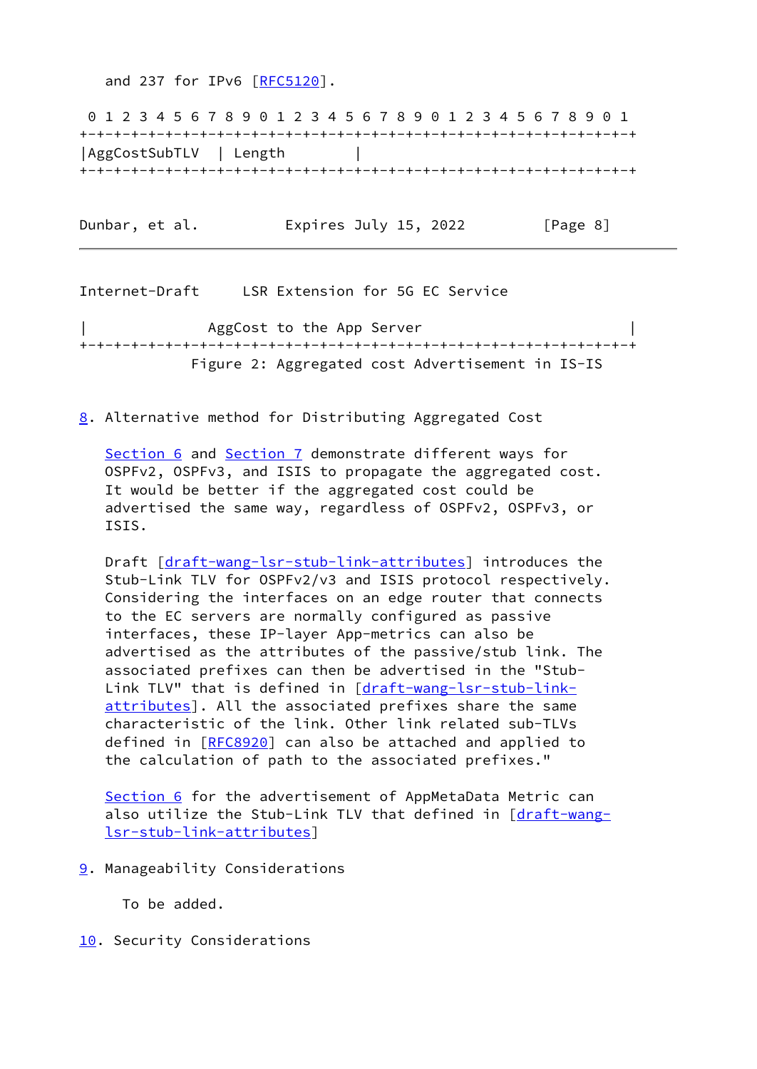and 237 for IPv6 [RFC5120].

```
 0 1 2 3 4 5 6 7 8 9 0 1 2 3 4 5 6 7 8 9 0 1 2 3 4 5 6 7 8 9 0 1
+-+-+-+-+-+-+-+-+-+-+-+-+-+-+-+-+-+-+-+-+-+-+-+-+-+-+-+-+-+-+-+-+
|AggCostSubTLV  | Length        |
+-+-+-+-+-+-+-+-+-+-+-+-+-+-+-+-+-+-+-+-+-+-+-+-+-+-+-+-+-+-+-+-+
|              AggCost to the App Server                        |
+-+-+-+-+-+-+-+-+-+-+-+-+-+-+-+-+-+-+-+-+-+-+-+-+-+-+-+-+-+-+-+-+
```

Figure 2: Aggregated cost Advertisement in IS-IS

## 8. Alternative method for Distributing Aggregated Cost

Section 6 and Section 7 demonstrate different ways for OSPFv2, OSPFv3, and ISIS to propagate the aggregated cost. It would be better if the aggregated cost could be advertised the same way, regardless of OSPFv2, OSPFv3, or ISIS.

Draft [draft-wang-lsr-stub-link-attributes] introduces the Stub-Link TLV for OSPFv2/v3 and ISIS protocol respectively. Considering the interfaces on an edge router that connects to the EC servers are normally configured as passive interfaces, these IP-layer App-metrics can also be advertised as the attributes of the passive/stub link. The associated prefixes can then be advertised in the "Stub-Link TLV" that is defined in [draft-wang-lsr-stub-link-attributes]. All the associated prefixes share the same characteristic of the link. Other link related sub-TLVs defined in [RFC8920] can also be attached and applied to the calculation of path to the associated prefixes."

Section 6 for the advertisement of AppMetaData Metric can also utilize the Stub-Link TLV that defined in [draft-wang-lsr-stub-link-attributes]

## 9. Manageability Considerations

To be added.

## 10. Security Considerations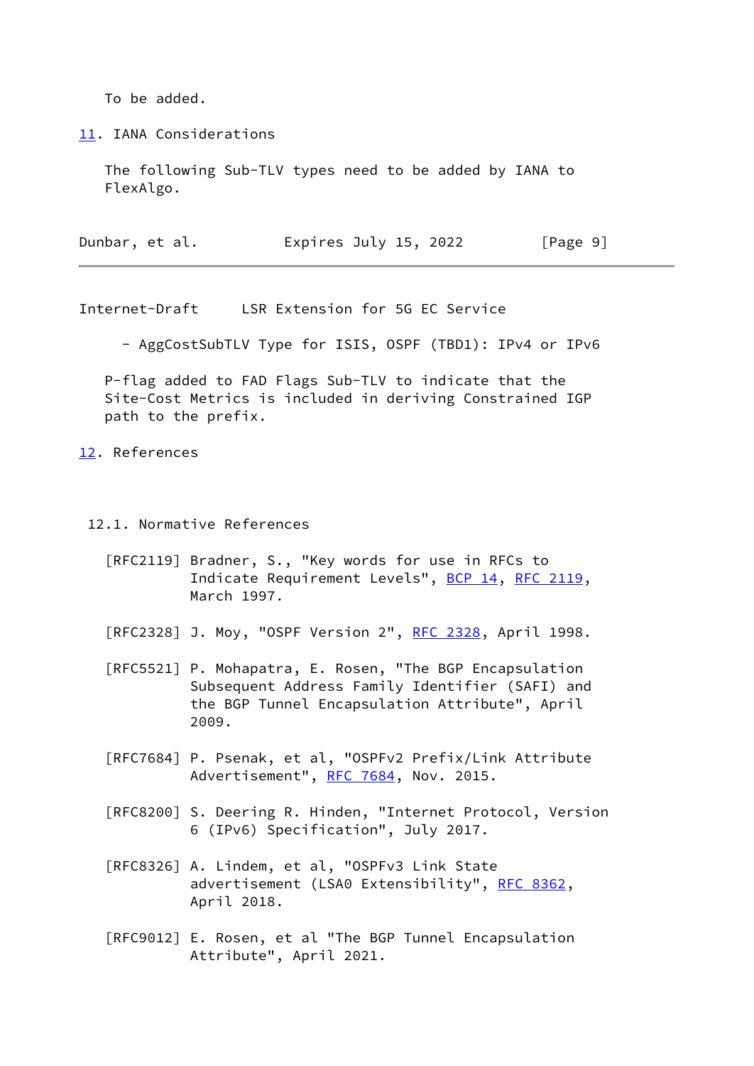To be added.

## 11. IANA Considerations

The following Sub-TLV types need to be added by IANA to FlexAlgo.

- AggCostSubTLV Type for ISIS, OSPF (TBD1): IPv4 or IPv6

P-flag added to FAD Flags Sub-TLV to indicate that the Site-Cost Metrics is included in deriving Constrained IGP path to the prefix.

## 12. References

### 12.1. Normative References

[RFC2119] Bradner, S., "Key words for use in RFCs to Indicate Requirement Levels", BCP 14, RFC 2119, March 1997.

[RFC2328] J. Moy, "OSPF Version 2", RFC 2328, April 1998.

[RFC5521] P. Mohapatra, E. Rosen, "The BGP Encapsulation Subsequent Address Family Identifier (SAFI) and the BGP Tunnel Encapsulation Attribute", April 2009.

[RFC7684] P. Psenak, et al, "OSPFv2 Prefix/Link Attribute Advertisement", RFC 7684, Nov. 2015.

[RFC8200] S. Deering R. Hinden, "Internet Protocol, Version 6 (IPv6) Specification", July 2017.

[RFC8326] A. Lindem, et al, "OSPFv3 Link State advertisement (LSA0 Extensibility", RFC 8362, April 2018.

[RFC9012] E. Rosen, et al "The BGP Tunnel Encapsulation Attribute", April 2021.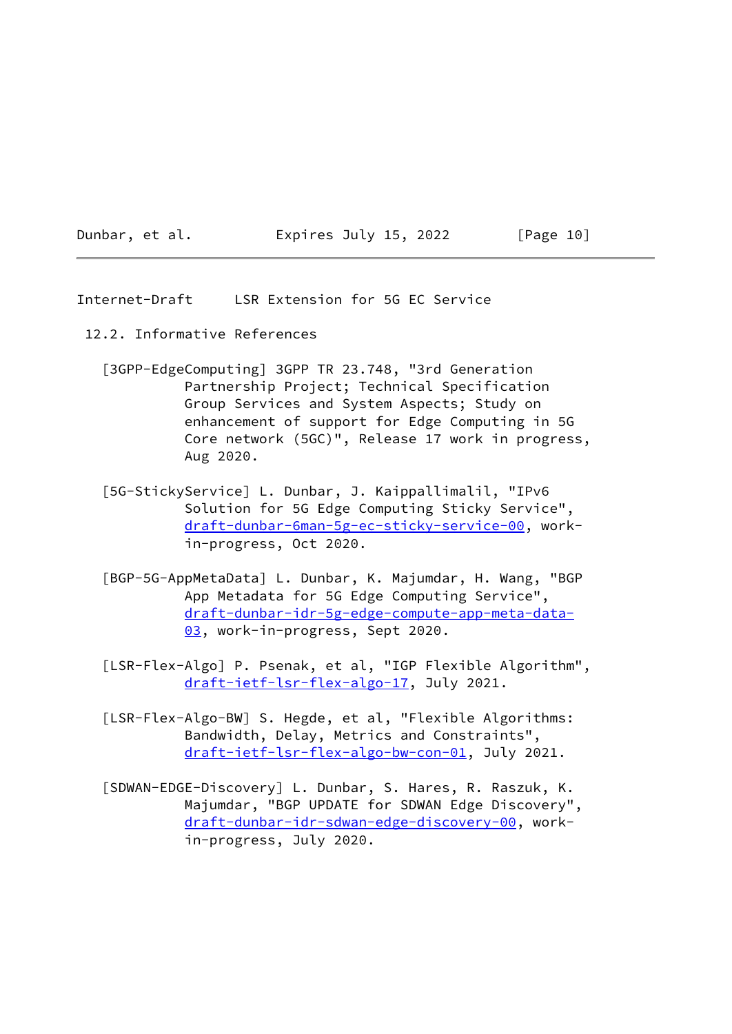## 12.2. Informative References

[3GPP-EdgeComputing] 3GPP TR 23.748, "3rd Generation Partnership Project; Technical Specification Group Services and System Aspects; Study on enhancement of support for Edge Computing in 5G Core network (5GC)", Release 17 work in progress, Aug 2020.

[5G-StickyService] L. Dunbar, J. Kaippallimalil, "IPv6 Solution for 5G Edge Computing Sticky Service", draft-dunbar-6man-5g-ec-sticky-service-00, work-in-progress, Oct 2020.

[BGP-5G-AppMetaData] L. Dunbar, K. Majumdar, H. Wang, "BGP App Metadata for 5G Edge Computing Service", draft-dunbar-idr-5g-edge-compute-app-meta-data-03, work-in-progress, Sept 2020.

[LSR-Flex-Algo] P. Psenak, et al, "IGP Flexible Algorithm", draft-ietf-lsr-flex-algo-17, July 2021.

[LSR-Flex-Algo-BW] S. Hegde, et al, "Flexible Algorithms: Bandwidth, Delay, Metrics and Constraints", draft-ietf-lsr-flex-algo-bw-con-01, July 2021.

[SDWAN-EDGE-Discovery] L. Dunbar, S. Hares, R. Raszuk, K. Majumdar, "BGP UPDATE for SDWAN Edge Discovery", draft-dunbar-idr-sdwan-edge-discovery-00, work-in-progress, July 2020.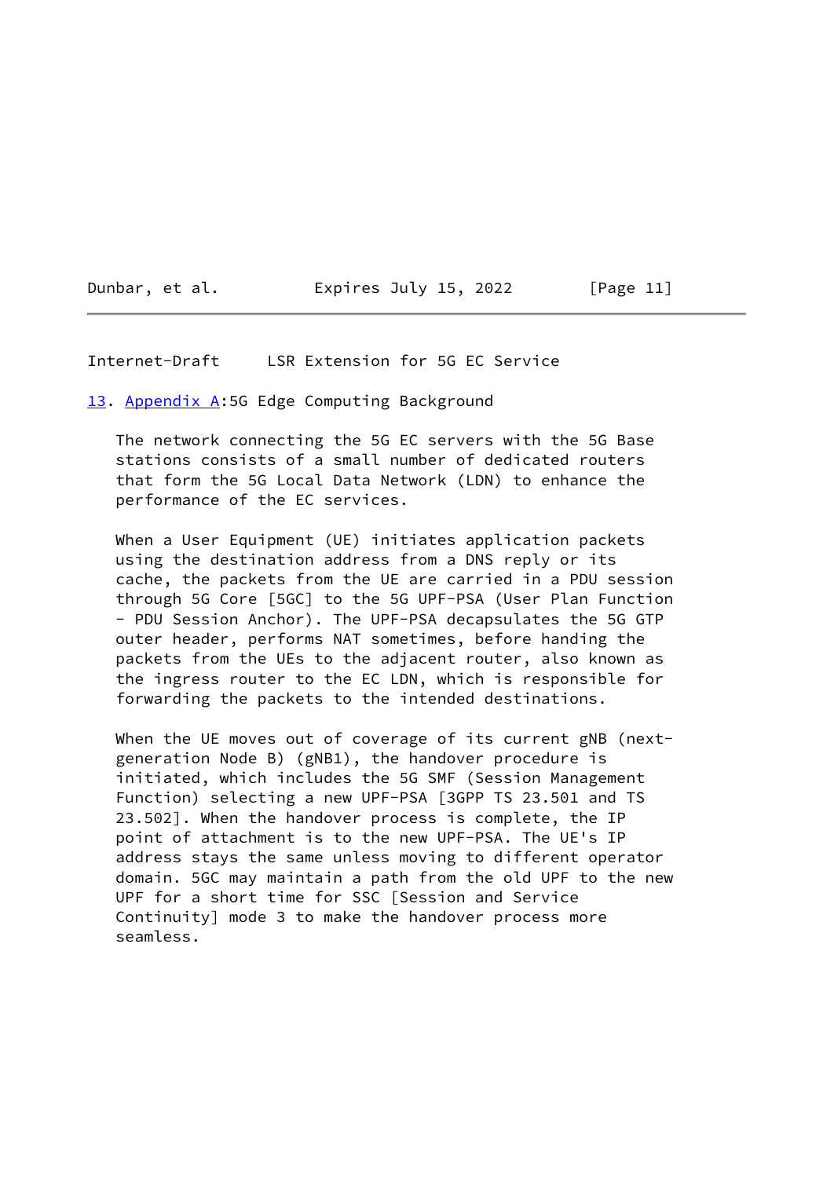## 13. Appendix A:5G Edge Computing Background

The network connecting the 5G EC servers with the 5G Base stations consists of a small number of dedicated routers that form the 5G Local Data Network (LDN) to enhance the performance of the EC services.

When a User Equipment (UE) initiates application packets using the destination address from a DNS reply or its cache, the packets from the UE are carried in a PDU session through 5G Core [5GC] to the 5G UPF-PSA (User Plan Function - PDU Session Anchor). The UPF-PSA decapsulates the 5G GTP outer header, performs NAT sometimes, before handing the packets from the UEs to the adjacent router, also known as the ingress router to the EC LDN, which is responsible for forwarding the packets to the intended destinations.

When the UE moves out of coverage of its current gNB (next-generation Node B) (gNB1), the handover procedure is initiated, which includes the 5G SMF (Session Management Function) selecting a new UPF-PSA [3GPP TS 23.501 and TS 23.502]. When the handover process is complete, the IP point of attachment is to the new UPF-PSA. The UE's IP address stays the same unless moving to different operator domain. 5GC may maintain a path from the old UPF to the new UPF for a short time for SSC [Session and Service Continuity] mode 3 to make the handover process more seamless.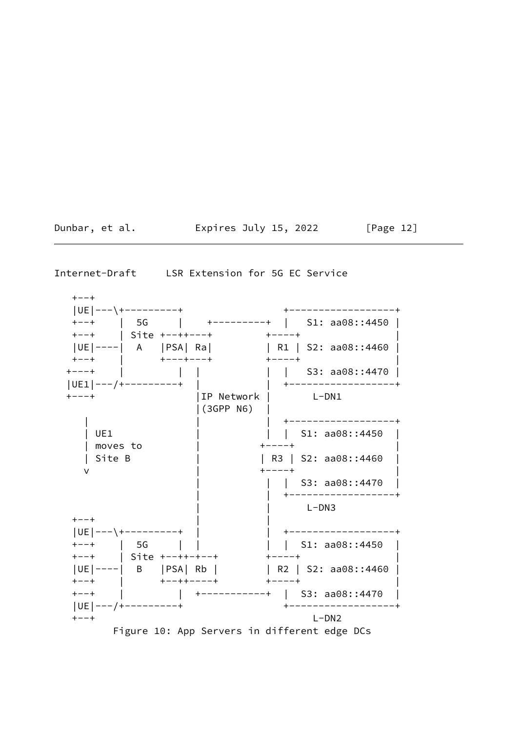```
   +--+
   |UE|---\+---------+                    +------------------+
   +--+    |  5G     |    +---------+  |   S1: aa08::4450 |
   +--+    | Site +--++---+         +----+                  |
   |UE|----|  A   |PSA| Ra|         | R1 | S2: aa08::4460 |
   +--+    |      +---+---+         +----+                  |
  +---+    |         |  |           |  |   S3: aa08::4470 |
  |UE1|---/+---------+  |           |  +------------------+
  +---+                 |IP Network |       L-DN1
                        |(3GPP N6)  |
    |                   |           |  +------------------+
    | UE1               |           |  |  S1: aa08::4450  |
    | moves to          |         +----+                  |
    | Site B            |         | R3 | S2: aa08::4460  |
    v                   |         +----+                  |
                        |           |  |  S3: aa08::4470  |
                        |           |  +------------------+
                        |           |      L-DN3
   +--+                 |           |
   |UE|---\+---------+  |           |  +------------------+
   +--+    |  5G     |  |           |  |  S1: aa08::4450  |
   +--+    | Site +--++-+--+        +----+                  |
   |UE|----|  B   |PSA| Rb |        | R2 | S2: aa08::4460  |
   +--+    |      +--++----+        +----+                  |
   +--+    |         |  +-----------+  |  S3: aa08::4470  |
   |UE|---/+---------+                 +------------------+
   +--+                                      L-DN2
```

Figure 10: App Servers in different edge DCs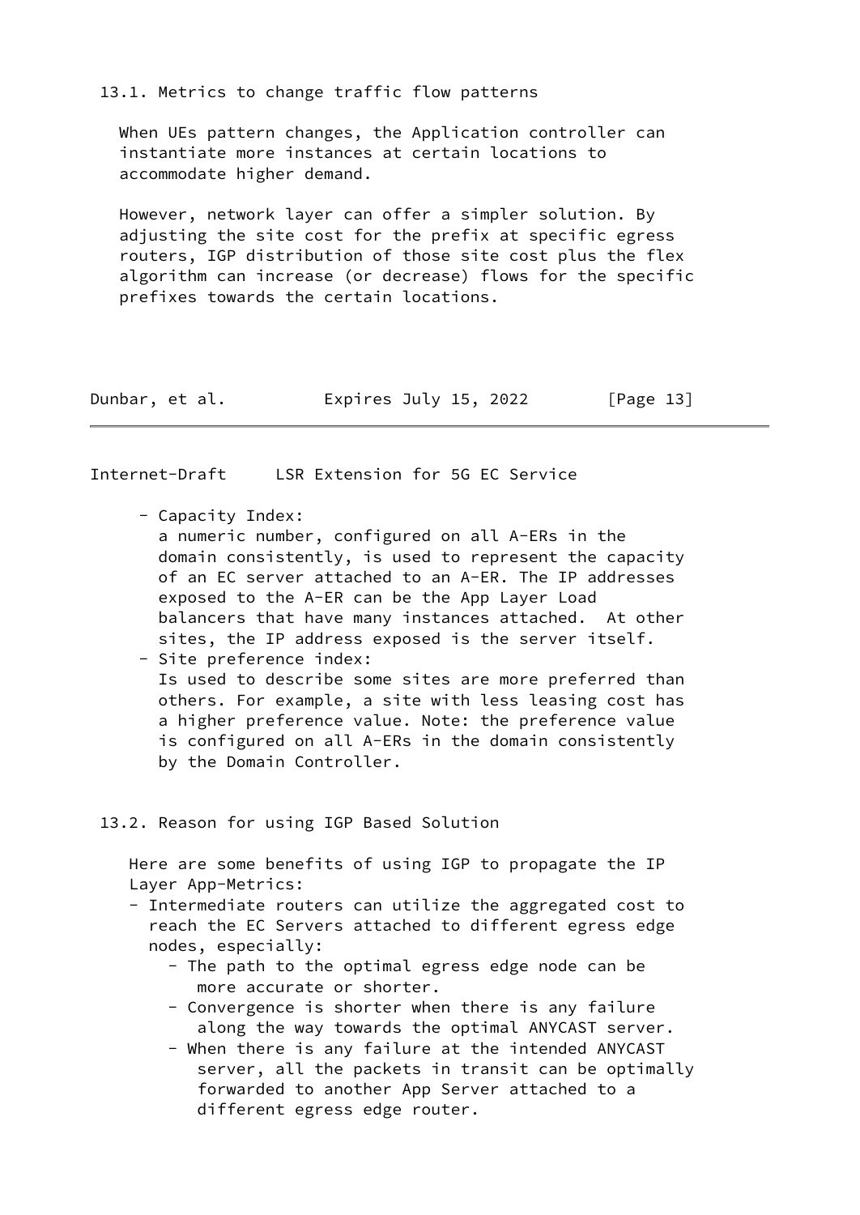### 13.1. Metrics to change traffic flow patterns

When UEs pattern changes, the Application controller can instantiate more instances at certain locations to accommodate higher demand.

However, network layer can offer a simpler solution. By adjusting the site cost for the prefix at specific egress routers, IGP distribution of those site cost plus the flex algorithm can increase (or decrease) flows for the specific prefixes towards the certain locations.

- Capacity Index:
  a numeric number, configured on all A-ERs in the domain consistently, is used to represent the capacity of an EC server attached to an A-ER. The IP addresses exposed to the A-ER can be the App Layer Load balancers that have many instances attached. At other sites, the IP address exposed is the server itself.
- Site preference index:
  Is used to describe some sites are more preferred than others. For example, a site with less leasing cost has a higher preference value. Note: the preference value is configured on all A-ERs in the domain consistently by the Domain Controller.

### 13.2. Reason for using IGP Based Solution

Here are some benefits of using IGP to propagate the IP Layer App-Metrics:

- Intermediate routers can utilize the aggregated cost to reach the EC Servers attached to different egress edge nodes, especially:
  - The path to the optimal egress edge node can be more accurate or shorter.
  - Convergence is shorter when there is any failure along the way towards the optimal ANYCAST server.
  - When there is any failure at the intended ANYCAST server, all the packets in transit can be optimally forwarded to another App Server attached to a different egress edge router.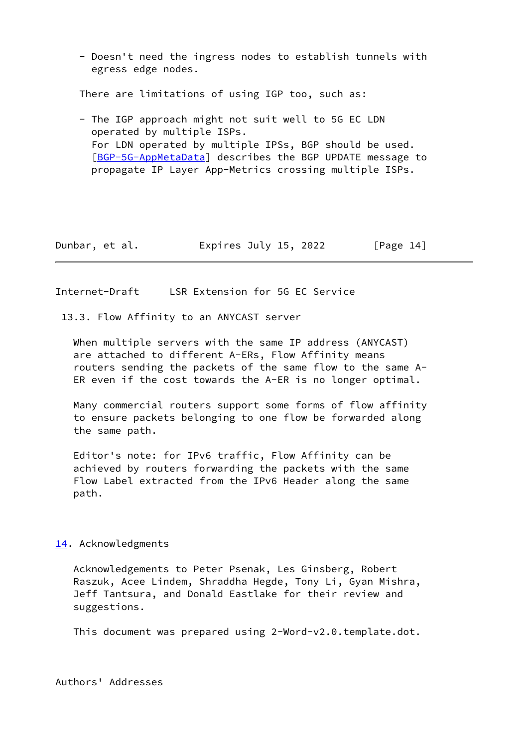- Doesn't need the ingress nodes to establish tunnels with egress edge nodes.

There are limitations of using IGP too, such as:

- The IGP approach might not suit well to 5G EC LDN operated by multiple ISPs.
  For LDN operated by multiple IPSs, BGP should be used. [BGP-5G-AppMetaData] describes the BGP UPDATE message to propagate IP Layer App-Metrics crossing multiple ISPs.

### 13.3. Flow Affinity to an ANYCAST server

When multiple servers with the same IP address (ANYCAST) are attached to different A-ERs, Flow Affinity means routers sending the packets of the same flow to the same A-ER even if the cost towards the A-ER is no longer optimal.

Many commercial routers support some forms of flow affinity to ensure packets belonging to one flow be forwarded along the same path.

Editor's note: for IPv6 traffic, Flow Affinity can be achieved by routers forwarding the packets with the same Flow Label extracted from the IPv6 Header along the same path.

## 14. Acknowledgments

Acknowledgements to Peter Psenak, Les Ginsberg, Robert Raszuk, Acee Lindem, Shraddha Hegde, Tony Li, Gyan Mishra, Jeff Tantsura, and Donald Eastlake for their review and suggestions.

This document was prepared using 2-Word-v2.0.template.dot.

## Authors' Addresses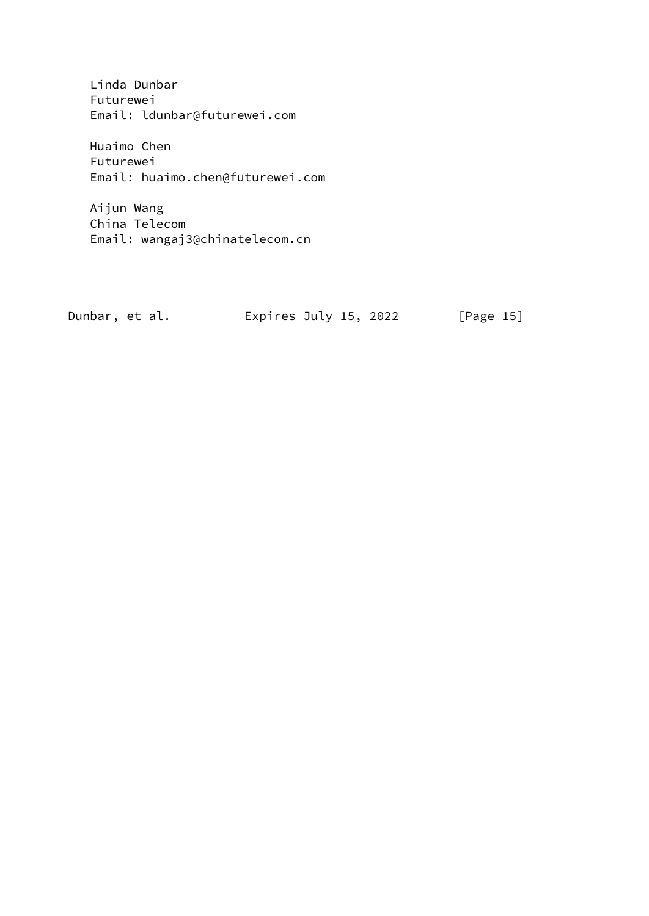Linda Dunbar
Futurewei
Email: ldunbar@futurewei.com

Huaimo Chen
Futurewei
Email: huaimo.chen@futurewei.com

Aijun Wang
China Telecom
Email: wangaj3@chinatelecom.cn